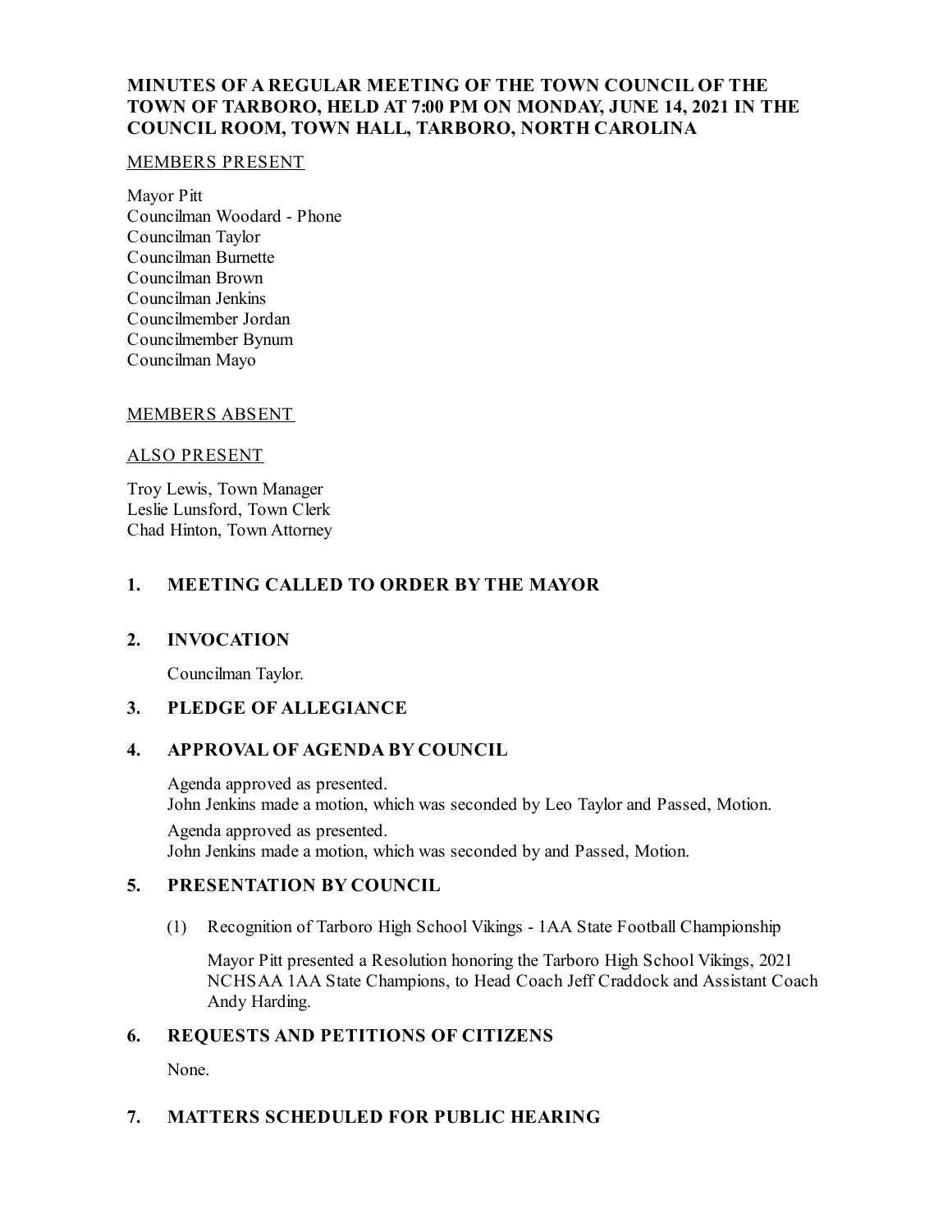# MINUTES OF A REGULAR MEETING OF THE TOWN COUNCIL OF THE TOWN OF TARBORO, HELD AT 7:00 PM ON MONDAY, JUNE 14, 2021 IN THE COUNCIL ROOM, TOWN HALL, TARBORO, NORTH CAROLINA

MEMBERS PRESENT

Mayor Pitt
Councilman Woodard - Phone
Councilman Taylor
Councilman Burnette
Councilman Brown
Councilman Jenkins
Councilmember Jordan
Councilmember Bynum
Councilman Mayo

MEMBERS ABSENT

ALSO PRESENT

Troy Lewis, Town Manager
Leslie Lunsford, Town Clerk
Chad Hinton, Town Attorney

## 1. MEETING CALLED TO ORDER BY THE MAYOR

## 2. INVOCATION

Councilman Taylor.

## 3. PLEDGE OF ALLEGIANCE

## 4. APPROVAL OF AGENDA BY COUNCIL

Agenda approved as presented.
John Jenkins made a motion, which was seconded by Leo Taylor and Passed, Motion.

Agenda approved as presented.
John Jenkins made a motion, which was seconded by and Passed, Motion.

## 5. PRESENTATION BY COUNCIL

(1) Recognition of Tarboro High School Vikings - 1AA State Football Championship

Mayor Pitt presented a Resolution honoring the Tarboro High School Vikings, 2021 NCHSAA 1AA State Champions, to Head Coach Jeff Craddock and Assistant Coach Andy Harding.

## 6. REQUESTS AND PETITIONS OF CITIZENS

None.

## 7. MATTERS SCHEDULED FOR PUBLIC HEARING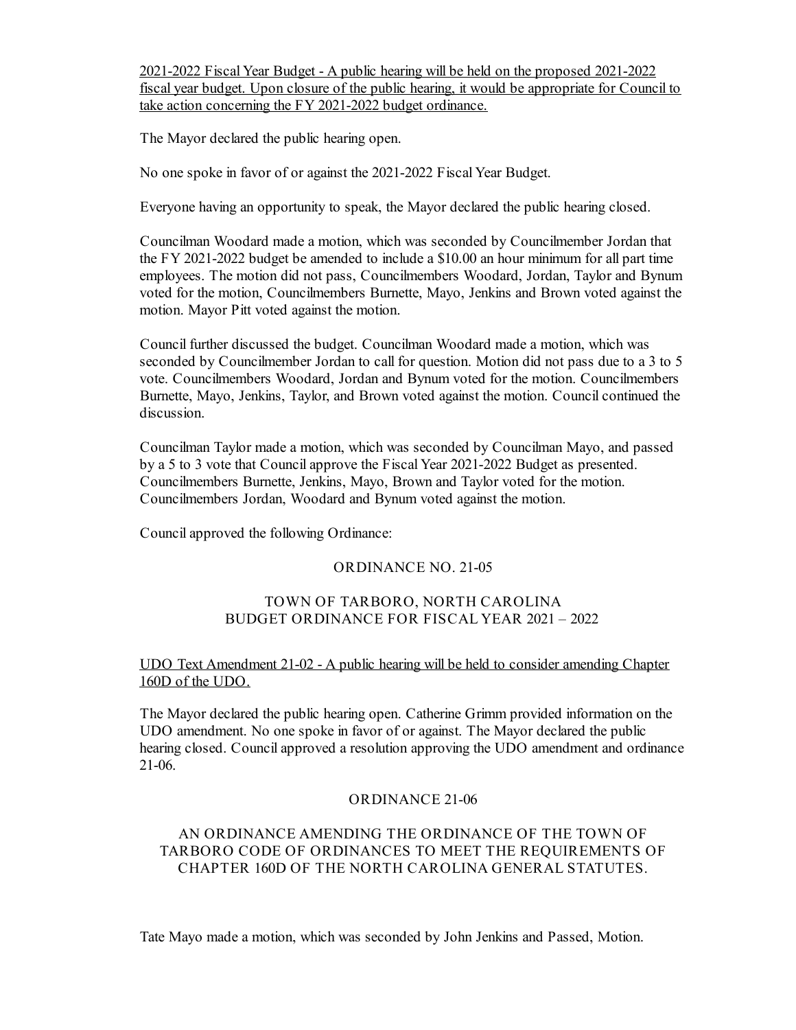2021-2022 Fiscal Year Budget - A public hearing will be held on the proposed 2021-2022 fiscal year budget. Upon closure of the public hearing, it would be appropriate for Council to take action concerning the FY 2021-2022 budget ordinance.

The Mayor declared the public hearing open.

No one spoke in favor of or against the 2021-2022 Fiscal Year Budget.

Everyone having an opportunity to speak, the Mayor declared the public hearing closed.

Councilman Woodard made a motion, which was seconded by Councilmember Jordan that the FY 2021-2022 budget be amended to include a $10.00 an hour minimum for all part time employees. The motion did not pass, Councilmembers Woodard, Jordan, Taylor and Bynum voted for the motion, Councilmembers Burnette, Mayo, Jenkins and Brown voted against the motion. Mayor Pitt voted against the motion.

Council further discussed the budget. Councilman Woodard made a motion, which was seconded by Councilmember Jordan to call for question. Motion did not pass due to a 3 to 5 vote. Councilmembers Woodard, Jordan and Bynum voted for the motion. Councilmembers Burnette, Mayo, Jenkins, Taylor, and Brown voted against the motion. Council continued the discussion.

Councilman Taylor made a motion, which was seconded by Councilman Mayo, and passed by a 5 to 3 vote that Council approve the Fiscal Year 2021-2022 Budget as presented. Councilmembers Burnette, Jenkins, Mayo, Brown and Taylor voted for the motion. Councilmembers Jordan, Woodard and Bynum voted against the motion.

Council approved the following Ordinance:

ORDINANCE NO. 21-05

TOWN OF TARBORO, NORTH CAROLINA
BUDGET ORDINANCE FOR FISCAL YEAR 2021 – 2022

UDO Text Amendment 21-02 - A public hearing will be held to consider amending Chapter 160D of the UDO.

The Mayor declared the public hearing open. Catherine Grimm provided information on the UDO amendment. No one spoke in favor of or against. The Mayor declared the public hearing closed. Council approved a resolution approving the UDO amendment and ordinance 21-06.

ORDINANCE 21-06

AN ORDINANCE AMENDING THE ORDINANCE OF THE TOWN OF TARBORO CODE OF ORDINANCES TO MEET THE REQUIREMENTS OF CHAPTER 160D OF THE NORTH CAROLINA GENERAL STATUTES.

Tate Mayo made a motion, which was seconded by John Jenkins and Passed, Motion.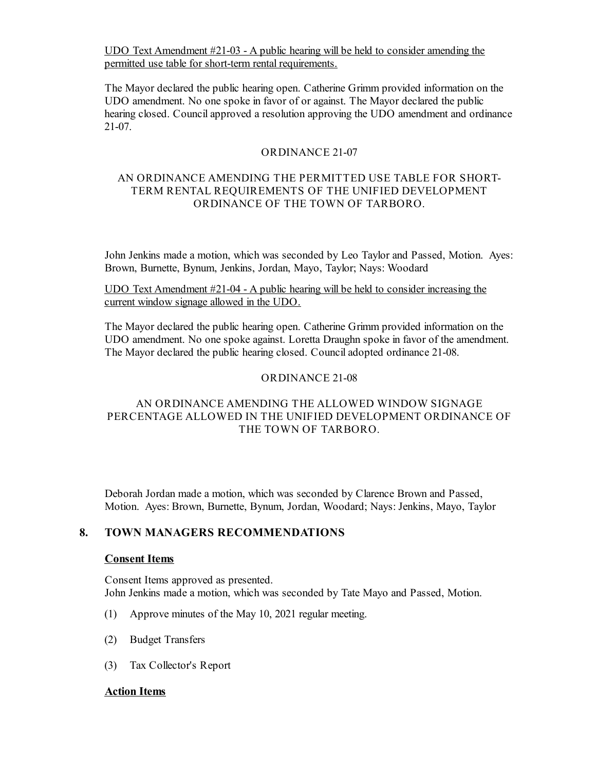UDO Text Amendment #21-03 - A public hearing will be held to consider amending the permitted use table for short-term rental requirements.

The Mayor declared the public hearing open. Catherine Grimm provided information on the UDO amendment. No one spoke in favor of or against. The Mayor declared the public hearing closed. Council approved a resolution approving the UDO amendment and ordinance 21-07.

ORDINANCE 21-07

AN ORDINANCE AMENDING THE PERMITTED USE TABLE FOR SHORT-TERM RENTAL REQUIREMENTS OF THE UNIFIED DEVELOPMENT ORDINANCE OF THE TOWN OF TARBORO.

John Jenkins made a motion, which was seconded by Leo Taylor and Passed, Motion. Ayes: Brown, Burnette, Bynum, Jenkins, Jordan, Mayo, Taylor; Nays: Woodard

UDO Text Amendment #21-04 - A public hearing will be held to consider increasing the current window signage allowed in the UDO.

The Mayor declared the public hearing open. Catherine Grimm provided information on the UDO amendment. No one spoke against. Loretta Draughn spoke in favor of the amendment. The Mayor declared the public hearing closed. Council adopted ordinance 21-08.

ORDINANCE 21-08

AN ORDINANCE AMENDING THE ALLOWED WINDOW SIGNAGE PERCENTAGE ALLOWED IN THE UNIFIED DEVELOPMENT ORDINANCE OF THE TOWN OF TARBORO.

Deborah Jordan made a motion, which was seconded by Clarence Brown and Passed, Motion. Ayes: Brown, Burnette, Bynum, Jordan, Woodard; Nays: Jenkins, Mayo, Taylor

## 8. TOWN MANAGERS RECOMMENDATIONS

**Consent Items**

Consent Items approved as presented.
John Jenkins made a motion, which was seconded by Tate Mayo and Passed, Motion.

(1) Approve minutes of the May 10, 2021 regular meeting.

(2) Budget Transfers

(3) Tax Collector's Report

**Action Items**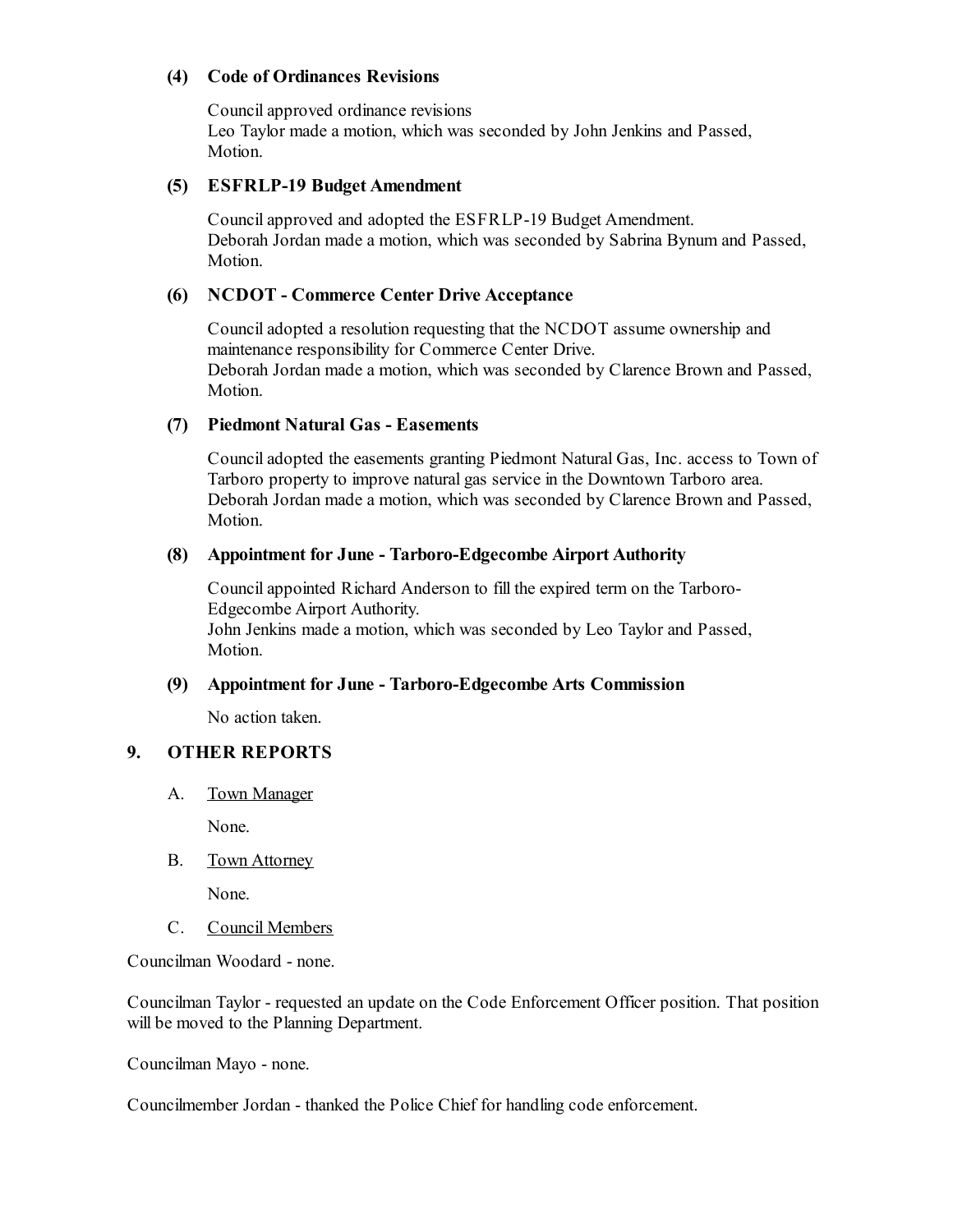### (4) Code of Ordinances Revisions

Council approved ordinance revisions
Leo Taylor made a motion, which was seconded by John Jenkins and Passed, Motion.

### (5) ESFRLP-19 Budget Amendment

Council approved and adopted the ESFRLP-19 Budget Amendment.
Deborah Jordan made a motion, which was seconded by Sabrina Bynum and Passed, Motion.

### (6) NCDOT - Commerce Center Drive Acceptance

Council adopted a resolution requesting that the NCDOT assume ownership and maintenance responsibility for Commerce Center Drive.
Deborah Jordan made a motion, which was seconded by Clarence Brown and Passed, Motion.

### (7) Piedmont Natural Gas - Easements

Council adopted the easements granting Piedmont Natural Gas, Inc. access to Town of Tarboro property to improve natural gas service in the Downtown Tarboro area.
Deborah Jordan made a motion, which was seconded by Clarence Brown and Passed, Motion.

### (8) Appointment for June - Tarboro-Edgecombe Airport Authority

Council appointed Richard Anderson to fill the expired term on the Tarboro-Edgecombe Airport Authority.
John Jenkins made a motion, which was seconded by Leo Taylor and Passed, Motion.

### (9) Appointment for June - Tarboro-Edgecombe Arts Commission

No action taken.

## 9. OTHER REPORTS

A. Town Manager

None.

B. Town Attorney

None.

C. Council Members

Councilman Woodard - none.

Councilman Taylor - requested an update on the Code Enforcement Officer position. That position will be moved to the Planning Department.

Councilman Mayo - none.

Councilmember Jordan - thanked the Police Chief for handling code enforcement.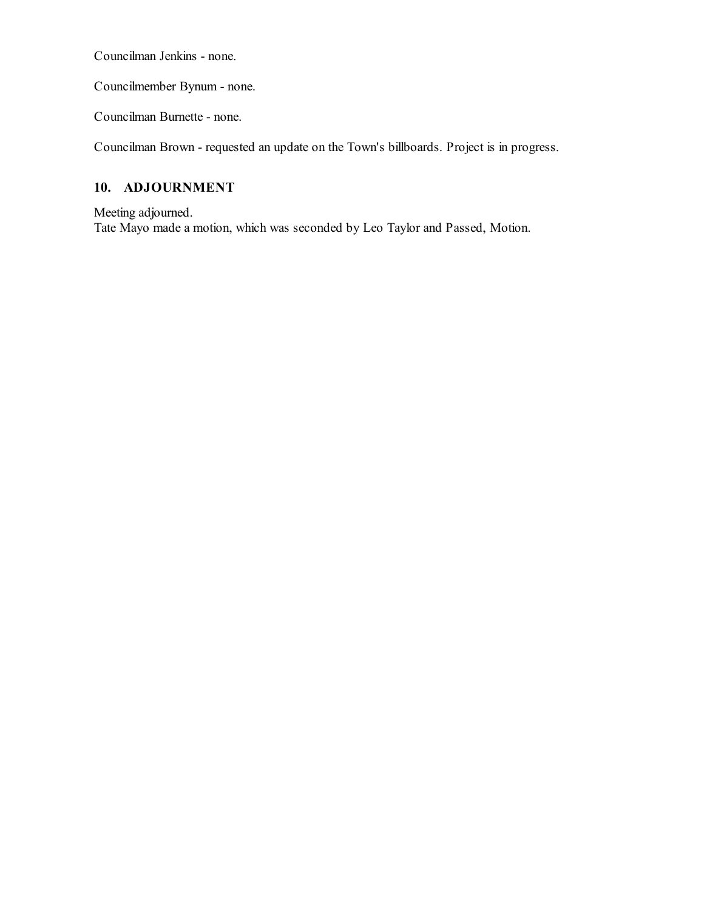Councilman Jenkins - none.

Councilmember Bynum - none.

Councilman Burnette - none.

Councilman Brown - requested an update on the Town's billboards. Project is in progress.

## 10. ADJOURNMENT

Meeting adjourned.
Tate Mayo made a motion, which was seconded by Leo Taylor and Passed, Motion.